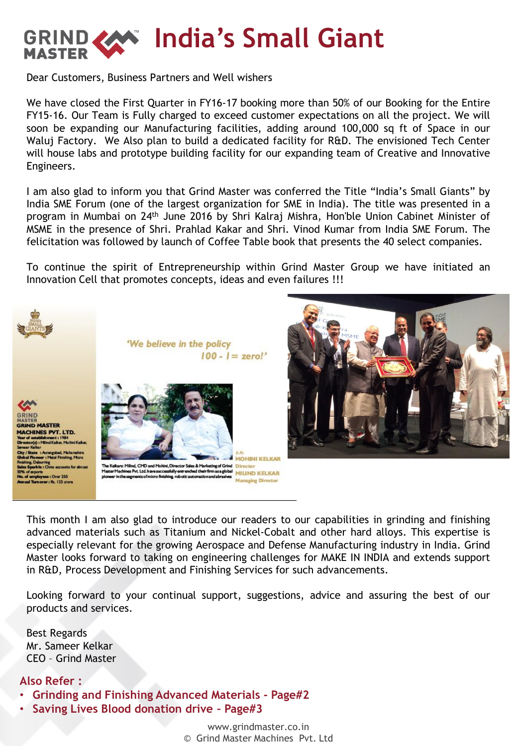# India's Small Giant

Dear Customers, Business Partners and Well wishers

We have closed the First Quarter in FY16-17 booking more than 50% of our Booking for the Entire FY15-16. Our Team is Fully charged to exceed customer expectations on all the project. We will soon be expanding our Manufacturing facilities, adding around 100,000 sq ft of Space in our Waluj Factory. We Also plan to build a dedicated facility for R&D. The envisioned Tech Center will house labs and prototype building facility for our expanding team of Creative and Innovative Engineers.

I am also glad to inform you that Grind Master was conferred the Title "India's Small Giants" by India SME Forum (one of the largest organization for SME in India). The title was presented in a program in Mumbai on 24th June 2016 by Shri Kalraj Mishra, Hon'ble Union Cabinet Minister of MSME in the presence of Shri. Prahlad Kakar and Shri. Vinod Kumar from India SME Forum. The felicitation was followed by launch of Coffee Table book that presents the 40 select companies.

To continue the spirit of Entrepreneurship within Grind Master Group we have initiated an Innovation Cell that promotes concepts, ideas and even failures !!!

This month I am also glad to introduce our readers to our capabilities in grinding and finishing advanced materials such as Titanium and Nickel-Cobalt and other hard alloys. This expertise is especially relevant for the growing Aerospace and Defense Manufacturing industry in India. Grind Master looks forward to taking on engineering challenges for MAKE IN INDIA and extends support in R&D, Process Development and Finishing Services for such advancements.

Looking forward to your continual support, suggestions, advice and assuring the best of our products and services.

Best Regards
Mr. Sameer Kelkar
CEO – Grind Master

**Also Refer :**

- **Grinding and Finishing Advanced Materials - Page#2**
- **Saving Lives Blood donation drive – Page#3**

www.grindmaster.co.in
© Grind Master Machines Pvt. Ltd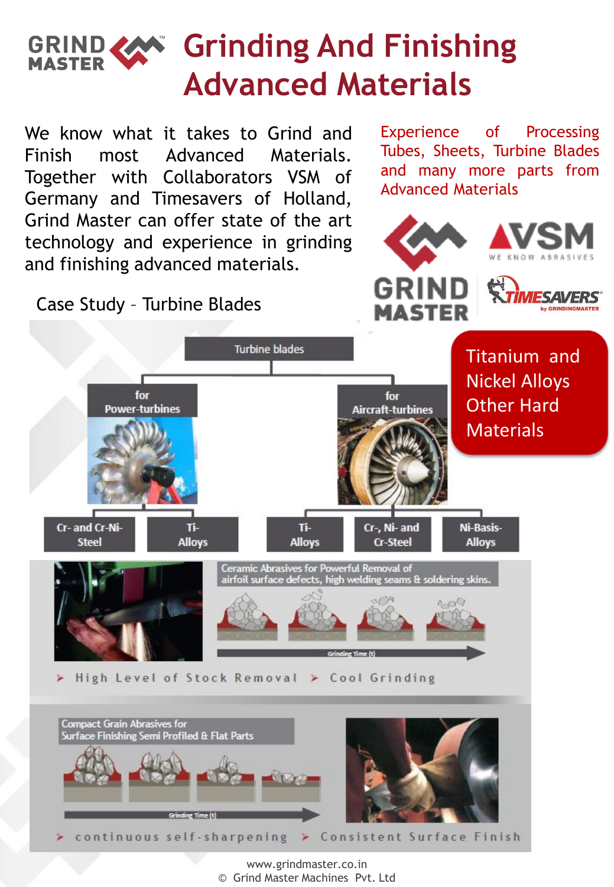# Grinding And Finishing Advanced Materials

We know what it takes to Grind and Finish most Advanced Materials. Together with Collaborators VSM of Germany and Timesavers of Holland, Grind Master can offer state of the art technology and experience in grinding and finishing advanced materials.

Experience of Processing Tubes, Sheets, Turbine Blades and many more parts from Advanced Materials

## Case Study – Turbine Blades

Titanium and Nickel Alloys Other Hard Materials

Turbine blades

- for Power-turbines
  - Cr- and Cr-Ni-Steel
  - Ti-Alloys
- for Aircraft-turbines
  - Ti-Alloys
  - Cr-, Ni- and Cr-Steel
  - Ni-Basis-Alloys

Ceramic Abrasives for Powerful Removal of airfoil surface defects, high welding seams & soldering skins.

Grinding Time (t)

- High Level of Stock Removal
- Cool Grinding

Compact Grain Abrasives for Surface Finishing Semi Profiled & Flat Parts

Grinding Time (t)

- continuous self-sharpening
- Consistent Surface Finish

www.grindmaster.co.in
© Grind Master Machines Pvt. Ltd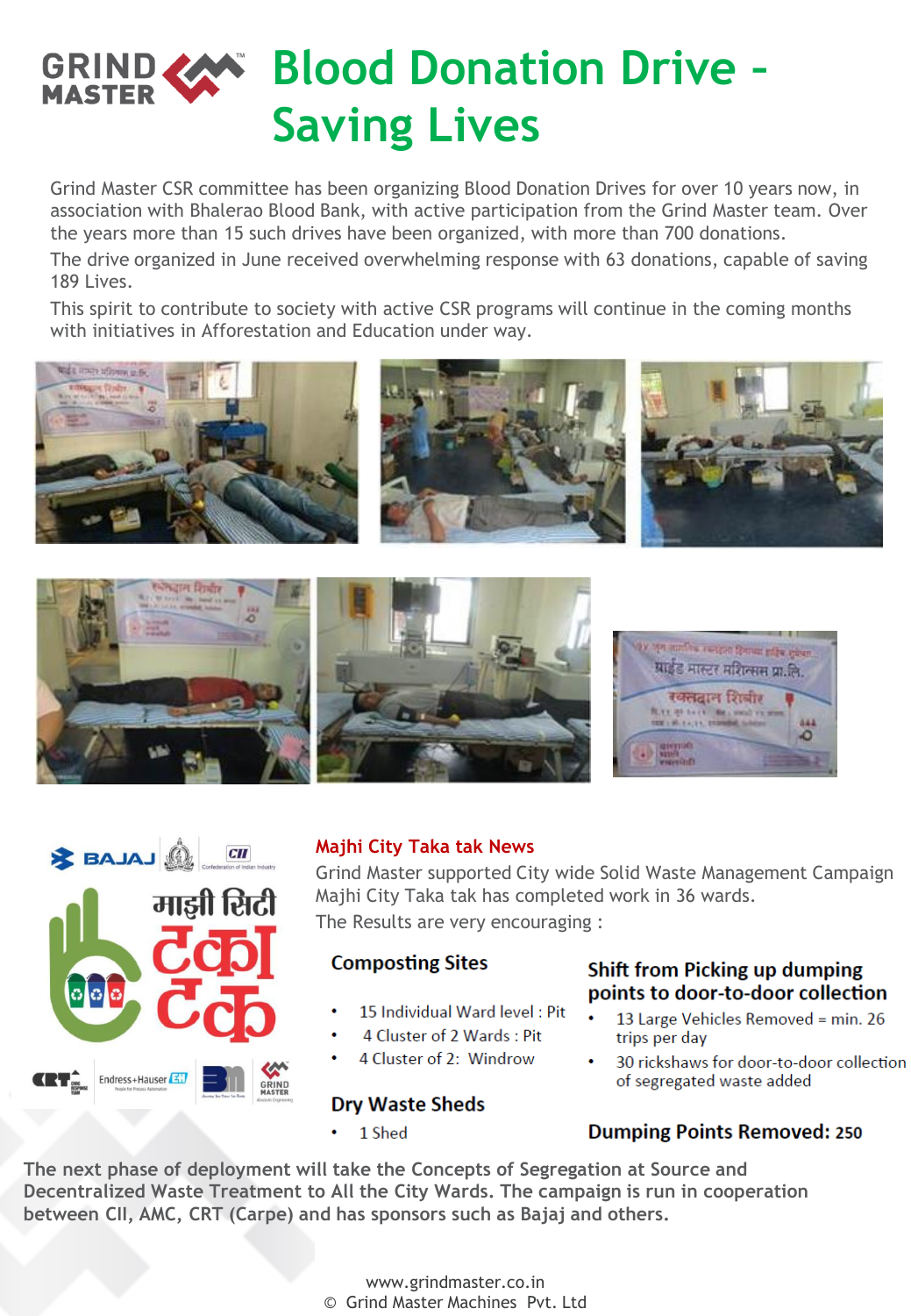# Blood Donation Drive – Saving Lives

Grind Master CSR committee has been organizing Blood Donation Drives for over 10 years now, in association with Bhalerao Blood Bank, with active participation from the Grind Master team. Over the years more than 15 such drives have been organized, with more than 700 donations.

The drive organized in June received overwhelming response with 63 donations, capable of saving 189 Lives.

This spirit to contribute to society with active CSR programs will continue in the coming months with initiatives in Afforestation and Education under way.

## Majhi City Taka tak News

Grind Master supported City wide Solid Waste Management Campaign Majhi City Taka tak has completed work in 36 wards.

The Results are very encouraging :

### Composting Sites

- 15 Individual Ward level : Pit
- 4 Cluster of 2 Wards : Pit
- 4 Cluster of 2: Windrow

### Dry Waste Sheds

- 1 Shed

### Shift from Picking up dumping points to door-to-door collection

- 13 Large Vehicles Removed = min. 26 trips per day
- 30 rickshaws for door-to-door collection of segregated waste added

**Dumping Points Removed: 250**

**The next phase of deployment will take the Concepts of Segregation at Source and Decentralized Waste Treatment to All the City Wards. The campaign is run in cooperation between CII, AMC, CRT (Carpe) and has sponsors such as Bajaj and others.**

www.grindmaster.co.in

© Grind Master Machines Pvt. Ltd